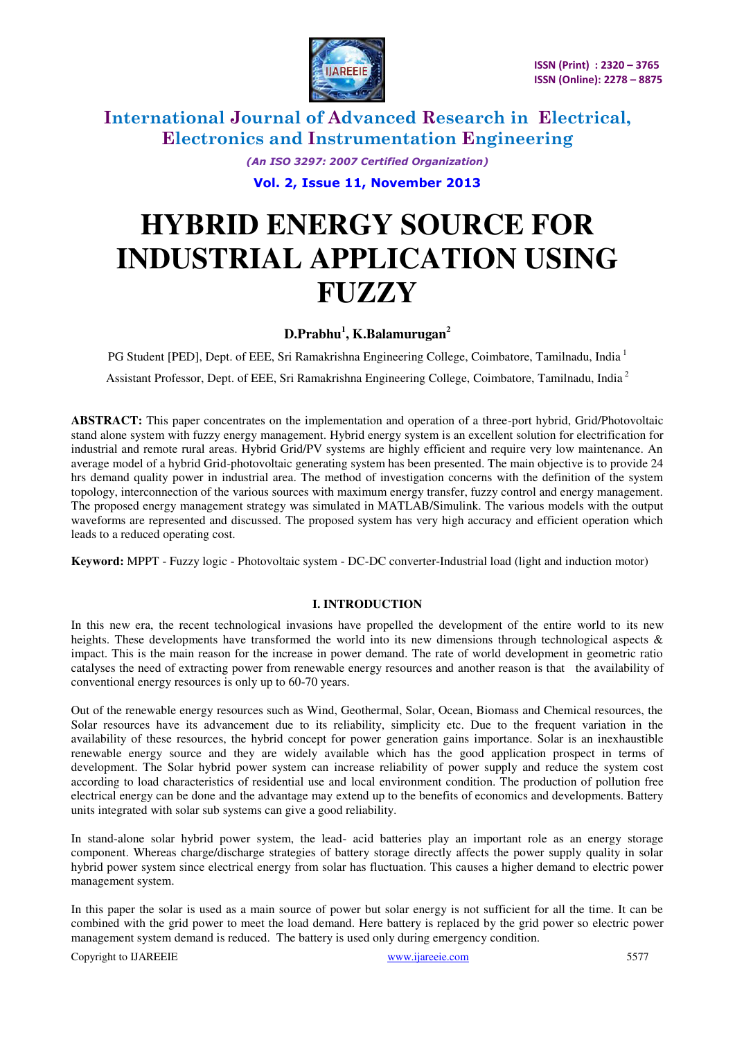# HYBRID ENERGY SOURCE FOR INDUSTRIAL APPLICATION USING FUZZY

**D.Prabhu[1], K.Balamurugan[2]**

PG Student [PED], Dept. of EEE, Sri Ramakrishna Engineering College, Coimbatore, Tamilnadu, India [1]

Assistant Professor, Dept. of EEE, Sri Ramakrishna Engineering College, Coimbatore, Tamilnadu, India [2]

**ABSTRACT:** This paper concentrates on the implementation and operation of a three-port hybrid, Grid/Photovoltaic stand alone system with fuzzy energy management. Hybrid energy system is an excellent solution for electrification for industrial and remote rural areas. Hybrid Grid/PV systems are highly efficient and require very low maintenance. An average model of a hybrid Grid-photovoltaic generating system has been presented. The main objective is to provide 24 hrs demand quality power in industrial area. The method of investigation concerns with the definition of the system topology, interconnection of the various sources with maximum energy transfer, fuzzy control and energy management. The proposed energy management strategy was simulated in MATLAB/Simulink. The various models with the output waveforms are represented and discussed. The proposed system has very high accuracy and efficient operation which leads to a reduced operating cost.

**Keyword:** MPPT - Fuzzy logic - Photovoltaic system - DC-DC converter-Industrial load (light and induction motor)

## I. INTRODUCTION

In this new era, the recent technological invasions have propelled the development of the entire world to its new heights. These developments have transformed the world into its new dimensions through technological aspects & impact. This is the main reason for the increase in power demand. The rate of world development in geometric ratio catalyses the need of extracting power from renewable energy resources and another reason is that the availability of conventional energy resources is only up to 60-70 years.

Out of the renewable energy resources such as Wind, Geothermal, Solar, Ocean, Biomass and Chemical resources, the Solar resources have its advancement due to its reliability, simplicity etc. Due to the frequent variation in the availability of these resources, the hybrid concept for power generation gains importance. Solar is an inexhaustible renewable energy source and they are widely available which has the good application prospect in terms of development. The Solar hybrid power system can increase reliability of power supply and reduce the system cost according to load characteristics of residential use and local environment condition. The production of pollution free electrical energy can be done and the advantage may extend up to the benefits of economics and developments. Battery units integrated with solar sub systems can give a good reliability.

In stand-alone solar hybrid power system, the lead- acid batteries play an important role as an energy storage component. Whereas charge/discharge strategies of battery storage directly affects the power supply quality in solar hybrid power system since electrical energy from solar has fluctuation. This causes a higher demand to electric power management system.

In this paper the solar is used as a main source of power but solar energy is not sufficient for all the time. It can be combined with the grid power to meet the load demand. Here battery is replaced by the grid power so electric power management system demand is reduced. The battery is used only during emergency condition.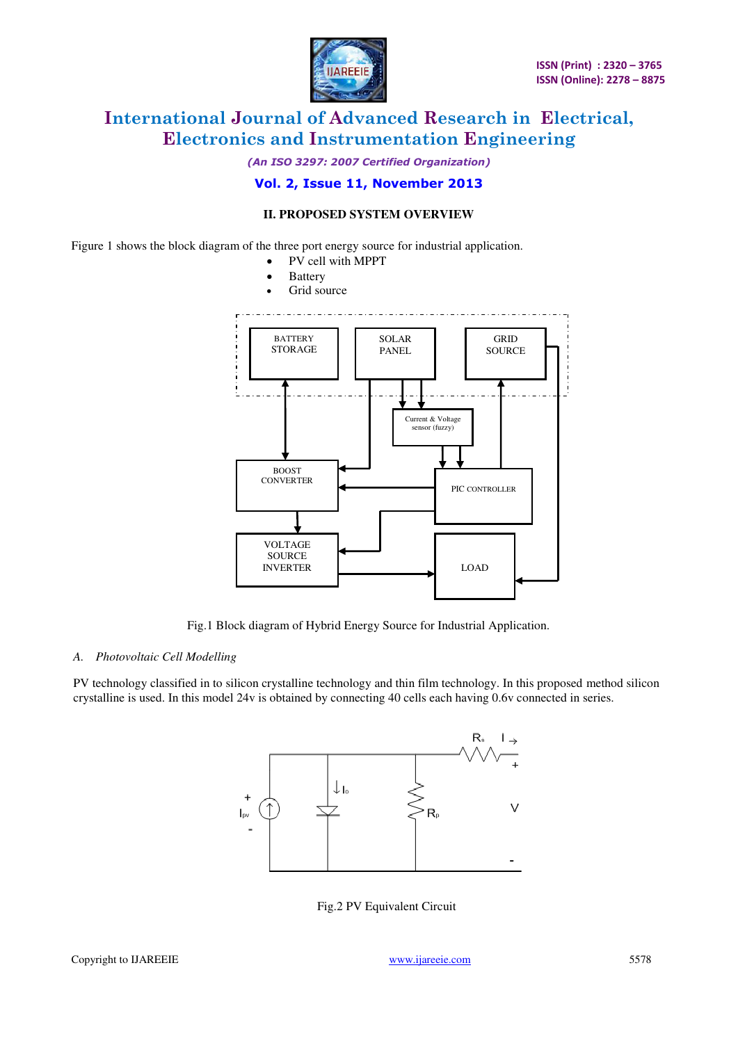## II. PROPOSED SYSTEM OVERVIEW

Figure 1 shows the block diagram of the three port energy source for industrial application.

- PV cell with MPPT
- Battery
- Grid source

Fig.1 Block diagram of Hybrid Energy Source for Industrial Application.

### *A. Photovoltaic Cell Modelling*

PV technology classified in to silicon crystalline technology and thin film technology. In this proposed method silicon crystalline is used. In this model 24v is obtained by connecting 40 cells each having 0.6v connected in series.

Fig.2 PV Equivalent Circuit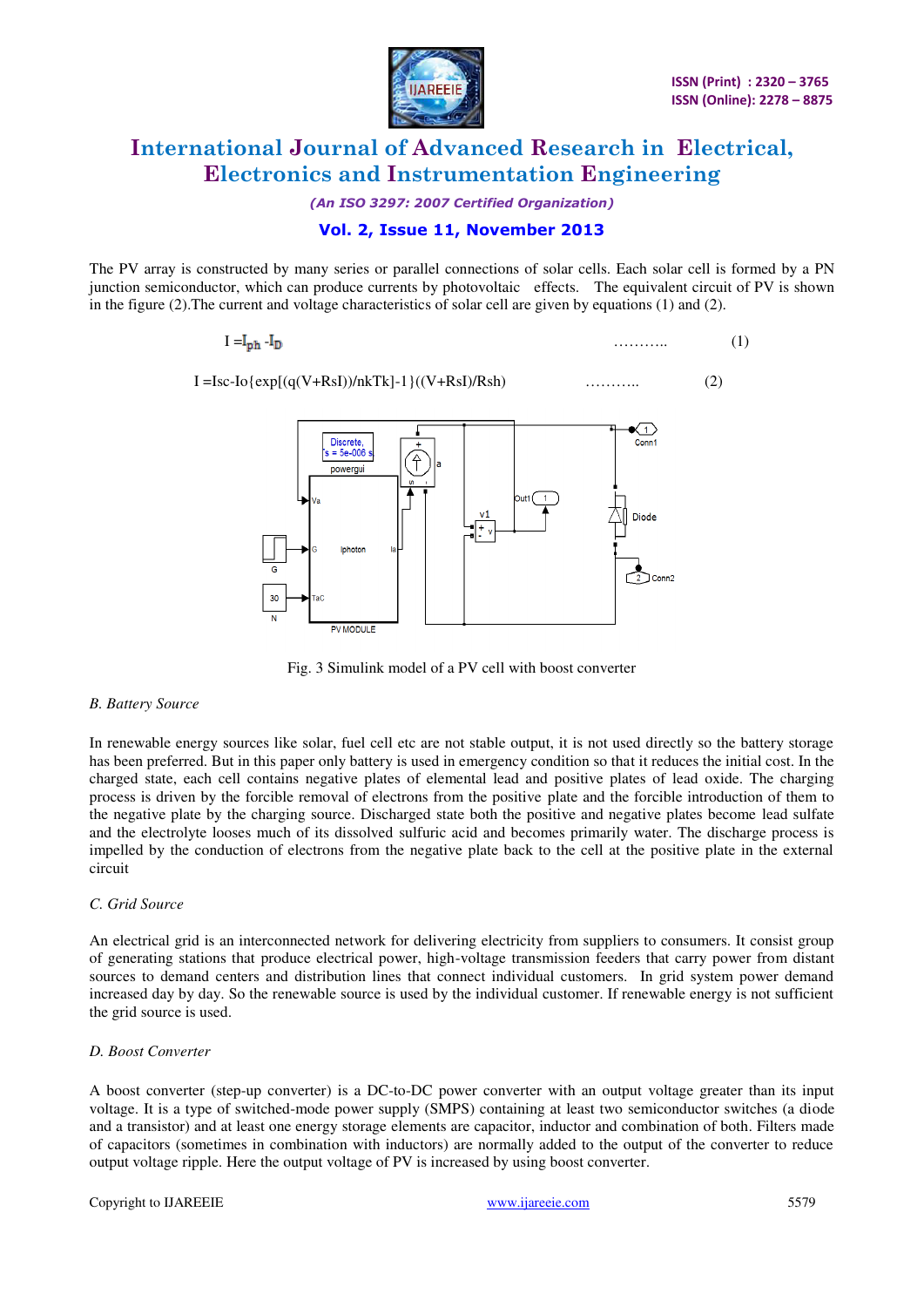The PV array is constructed by many series or parallel connections of solar cells. Each solar cell is formed by a PN junction semiconductor, which can produce currents by photovoltaic effects. The equivalent circuit of PV is shown in the figure (2).The current and voltage characteristics of solar cell are given by equations (1) and (2).

$$I = I_{ph} - I_D \quad \ldots\ldots\ldots\ldots \quad (1)$$

$$I = Isc - Io\{\exp[(q(V+RsI))/nkTk]-1\}((V+RsI)/Rsh) \quad \ldots\ldots\ldots\ldots \quad (2)$$

Fig. 3 Simulink model of a PV cell with boost converter

*B. Battery Source*

In renewable energy sources like solar, fuel cell etc are not stable output, it is not used directly so the battery storage has been preferred. But in this paper only battery is used in emergency condition so that it reduces the initial cost. In the charged state, each cell contains negative plates of elemental lead and positive plates of lead oxide. The charging process is driven by the forcible removal of electrons from the positive plate and the forcible introduction of them to the negative plate by the charging source. Discharged state both the positive and negative plates become lead sulfate and the electrolyte looses much of its dissolved sulfuric acid and becomes primarily water. The discharge process is impelled by the conduction of electrons from the negative plate back to the cell at the positive plate in the external circuit

*C. Grid Source*

An electrical grid is an interconnected network for delivering electricity from suppliers to consumers. It consist group of generating stations that produce electrical power, high-voltage transmission feeders that carry power from distant sources to demand centers and distribution lines that connect individual customers. In grid system power demand increased day by day. So the renewable source is used by the individual customer. If renewable energy is not sufficient the grid source is used.

*D. Boost Converter*

A boost converter (step-up converter) is a DC-to-DC power converter with an output voltage greater than its input voltage. It is a type of switched-mode power supply (SMPS) containing at least two semiconductor switches (a diode and a transistor) and at least one energy storage elements are capacitor, inductor and combination of both. Filters made of capacitors (sometimes in combination with inductors) are normally added to the output of the converter to reduce output voltage ripple. Here the output voltage of PV is increased by using boost converter.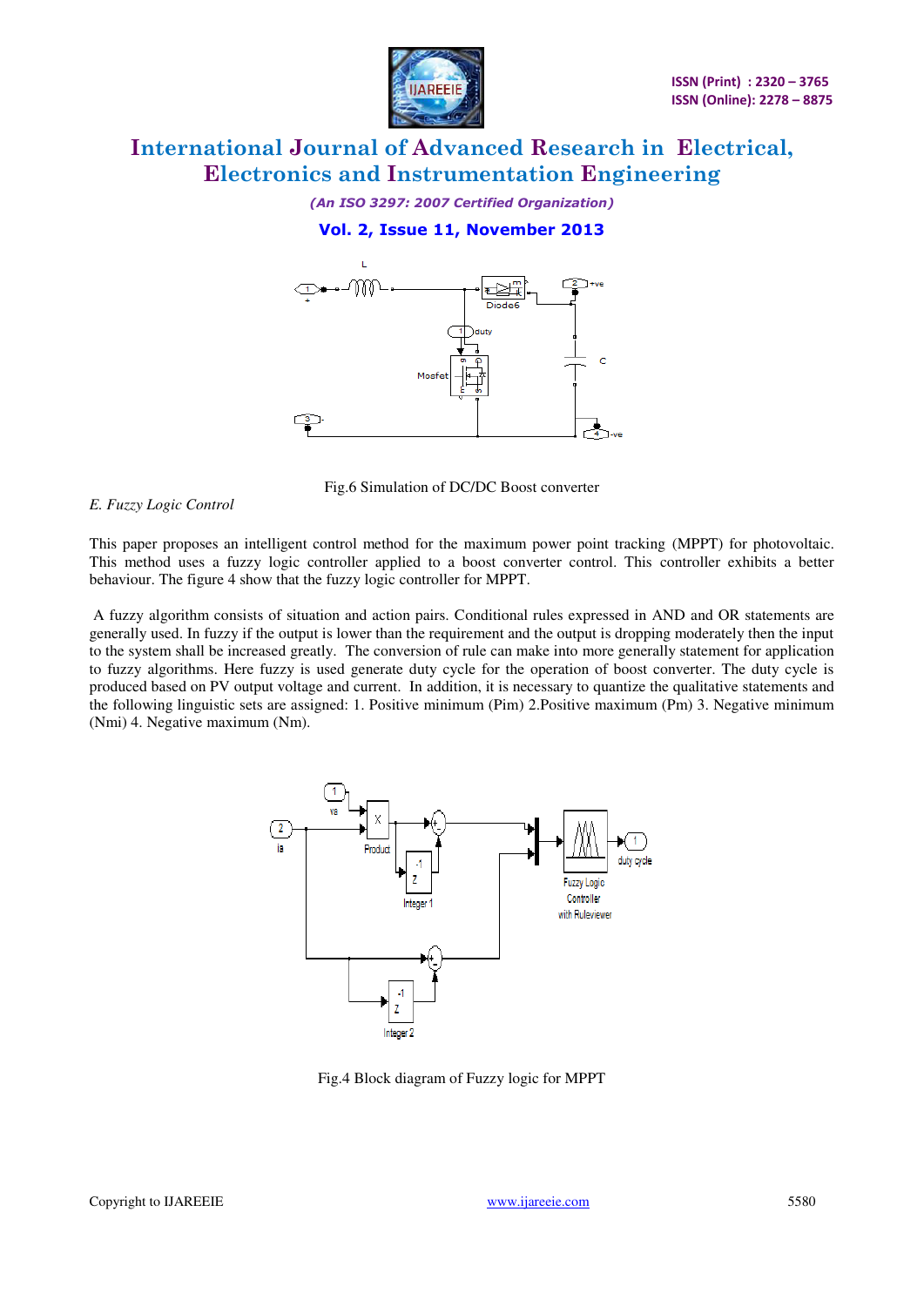Fig.6 Simulation of DC/DC Boost converter

*E. Fuzzy Logic Control*

This paper proposes an intelligent control method for the maximum power point tracking (MPPT) for photovoltaic. This method uses a fuzzy logic controller applied to a boost converter control. This controller exhibits a better behaviour. The figure 4 show that the fuzzy logic controller for MPPT.

A fuzzy algorithm consists of situation and action pairs. Conditional rules expressed in AND and OR statements are generally used. In fuzzy if the output is lower than the requirement and the output is dropping moderately then the input to the system shall be increased greatly. The conversion of rule can make into more generally statement for application to fuzzy algorithms. Here fuzzy is used generate duty cycle for the operation of boost converter. The duty cycle is produced based on PV output voltage and current. In addition, it is necessary to quantize the qualitative statements and the following linguistic sets are assigned: 1. Positive minimum (Pim) 2.Positive maximum (Pm) 3. Negative minimum (Nmi) 4. Negative maximum (Nm).

Fig.4 Block diagram of Fuzzy logic for MPPT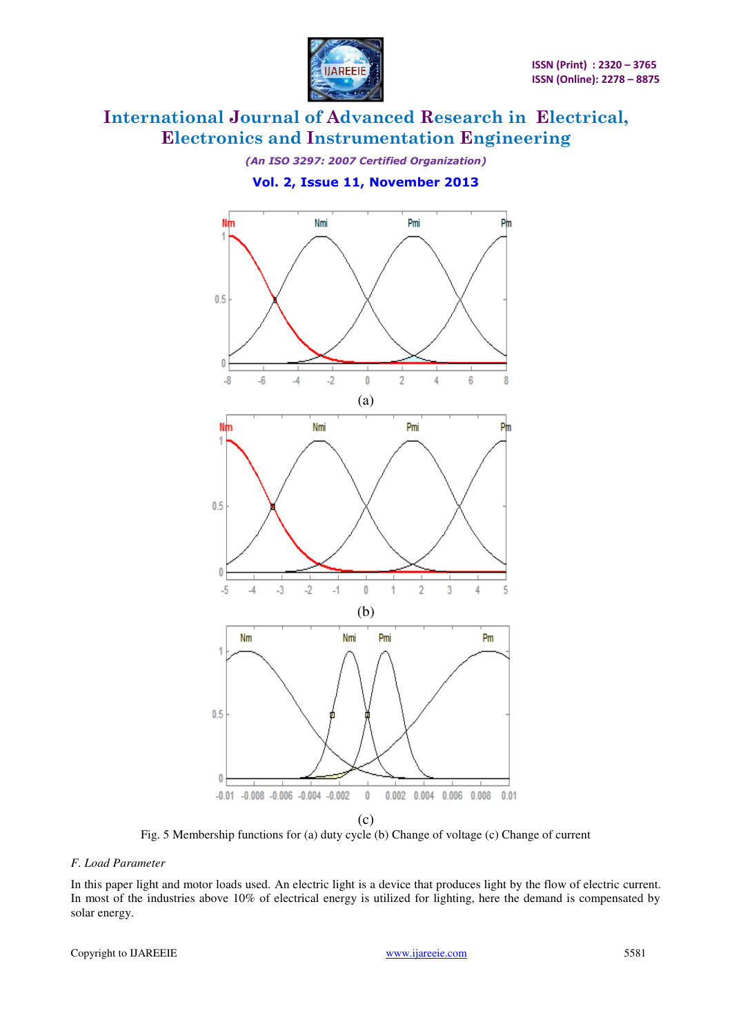Fig. 5 Membership functions for (a) duty cycle (b) Change of voltage (c) Change of current

*F. Load Parameter*

In this paper light and motor loads used. An electric light is a device that produces light by the flow of electric current. In most of the industries above 10% of electrical energy is utilized for lighting, here the demand is compensated by solar energy.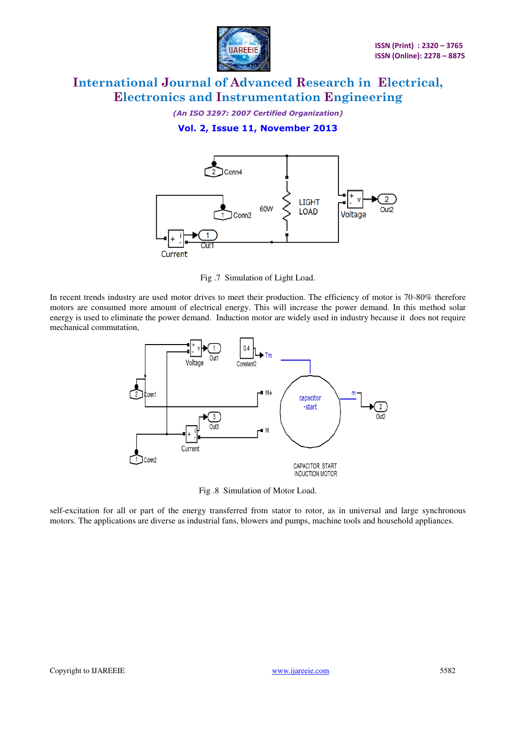Fig .7 Simulation of Light Load.

In recent trends industry are used motor drives to meet their production. The efficiency of motor is 70-80% therefore motors are consumed more amount of electrical energy. This will increase the power demand. In this method solar energy is used to eliminate the power demand. Induction motor are widely used in industry because it does not require mechanical commutation,

Fig .8 Simulation of Motor Load.

self-excitation for all or part of the energy transferred from stator to rotor, as in universal and large synchronous motors. The applications are diverse as industrial fans, blowers and pumps, machine tools and household appliances.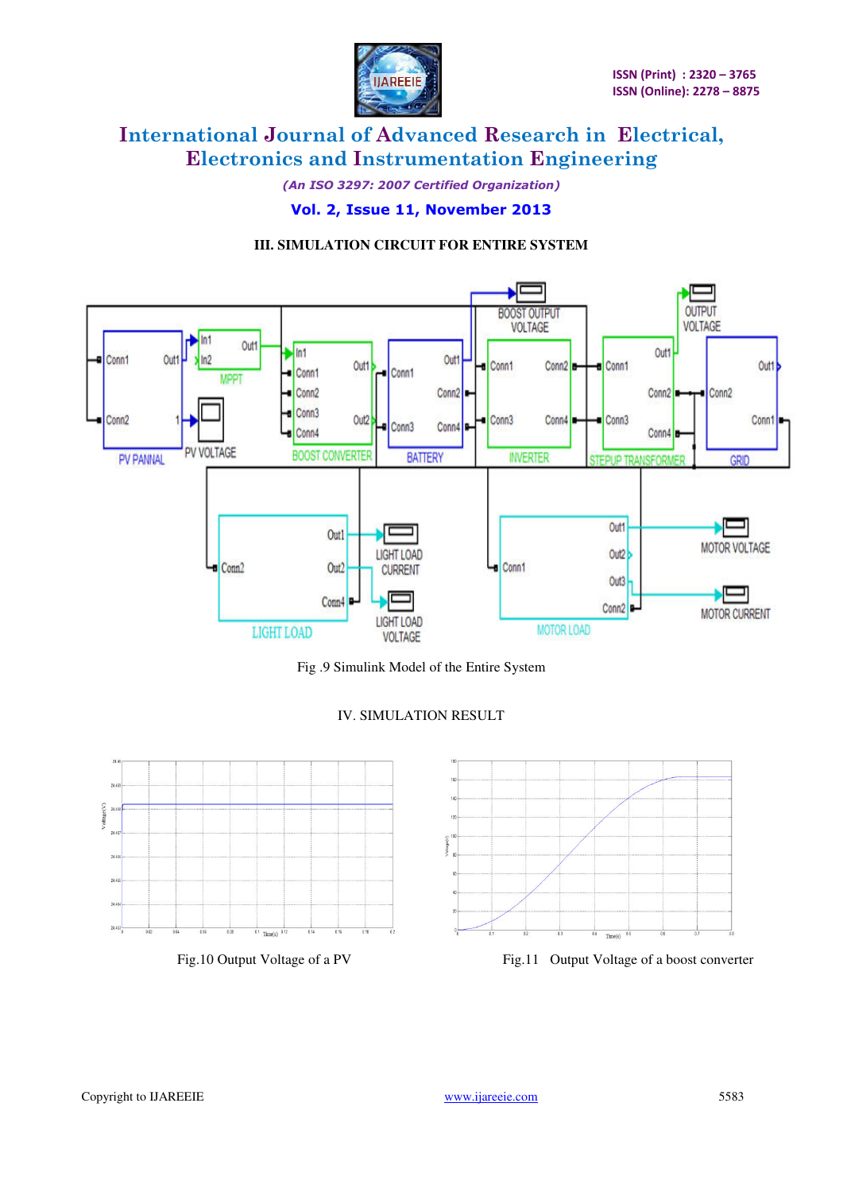### III. SIMULATION CIRCUIT FOR ENTIRE SYSTEM

Fig .9 Simulink Model of the Entire System

### IV. SIMULATION RESULT

Fig.10 Output Voltage of a PV

Fig.11 Output Voltage of a boost converter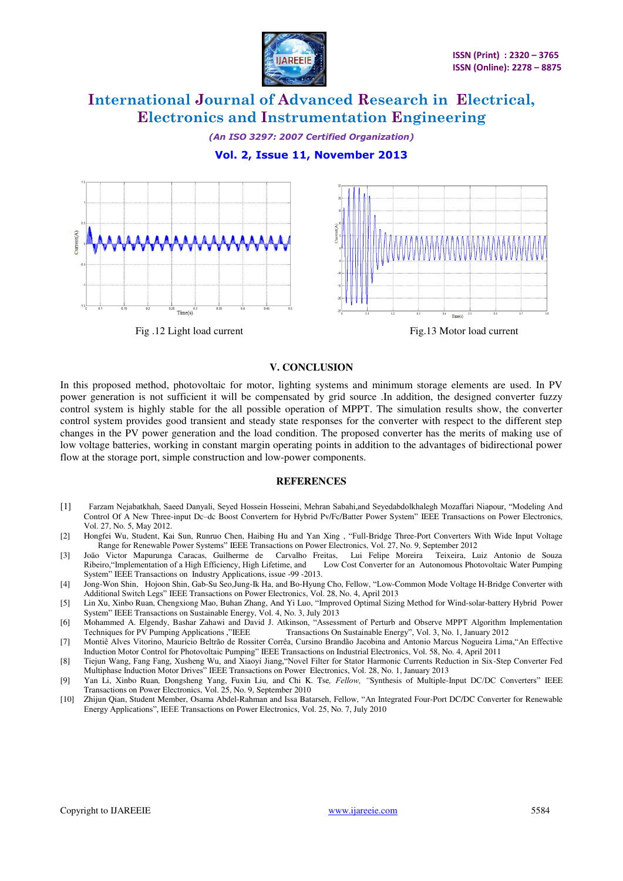Fig .12 Light load current

Fig.13 Motor load current

## V. CONCLUSION

In this proposed method, photovoltaic for motor, lighting systems and minimum storage elements are used. In PV power generation is not sufficient it will be compensated by grid source .In addition, the designed converter fuzzy control system is highly stable for the all possible operation of MPPT. The simulation results show, the converter control system provides good transient and steady state responses for the converter with respect to the different step changes in the PV power generation and the load condition. The proposed converter has the merits of making use of low voltage batteries, working in constant margin operating points in addition to the advantages of bidirectional power flow at the storage port, simple construction and low-power components.

## REFERENCES

[1] Farzam Nejabatkhah, Saeed Danyali, Seyed Hossein Hosseini, Mehran Sabahi,and Seyedabdolkhalegh Mozaffari Niapour, "Modeling And Control Of A New Three-input Dc–dc Boost Convertern for Hybrid Pv/Fc/Batter Power System" IEEE Transactions on Power Electronics, Vol. 27, No. 5, May 2012.

[2] Hongfei Wu, Student, Kai Sun, Runruo Chen, Haibing Hu and Yan Xing , "Full-Bridge Three-Port Converters With Wide Input Voltage Range for Renewable Power Systems" IEEE Transactions on Power Electronics, Vol. 27, No. 9, September 2012

[3] João Victor Mapurunga Caracas, Guilherme de Carvalho Freitas, Lui Felipe Moreira Teixeira, Luiz Antonio de Souza Ribeiro,"Implementation of a High Efficiency, High Lifetime, and Low Cost Converter for an Autonomous Photovoltaic Water Pumping System" IEEE Transactions on Industry Applications, issue -99 -2013.

[4] Jong-Won Shin, Hojoon Shin, Gab-Su Seo,Jung-Ik Ha, and Bo-Hyung Cho, Fellow, "Low-Common Mode Voltage H-Bridge Converter with Additional Switch Legs" IEEE Transactions on Power Electronics, Vol. 28, No. 4, April 2013

[5] Lin Xu, Xinbo Ruan, Chengxiong Mao, Buhan Zhang, And Yi Luo, "Improved Optimal Sizing Method for Wind-solar-battery Hybrid Power System" IEEE Transactions on Sustainable Energy, Vol. 4, No. 3, July 2013

[6] Mohammed A. Elgendy, Bashar Zahawi and David J. Atkinson, "Assessment of Perturb and Observe MPPT Algorithm Implementation Techniques for PV Pumping Applications ,"IEEE Transactions On Sustainable Energy", Vol. 3, No. 1, January 2012

[7] Montiê Alves Vitorino, Maurício Beltrão de Rossiter Corrêa, Cursino Brandão Jacobina and Antonio Marcus Nogueira Lima,"An Effective Induction Motor Control for Photovoltaic Pumping" IEEE Transactions on Industrial Electronics, Vol. 58, No. 4, April 2011

[8] Tiejun Wang, Fang Fang, Xusheng Wu, and Xiaoyi Jiang,"Novel Filter for Stator Harmonic Currents Reduction in Six-Step Converter Fed Multiphase Induction Motor Drives" IEEE Transactions on Power Electronics, Vol. 28, No. 1, January 2013

[9] Yan Li, Xinbo Ruan, Dongsheng Yang, Fuxin Liu, and Chi K. Tse, *Fellow, "*Synthesis of Multiple-Input DC/DC Converters" IEEE Transactions on Power Electronics, Vol. 25, No. 9, September 2010

[10] Zhijun Qian, Student Member, Osama Abdel-Rahman and Issa Batarseh, Fellow, "An Integrated Four-Port DC/DC Converter for Renewable Energy Applications", IEEE Transactions on Power Electronics, Vol. 25, No. 7, July 2010